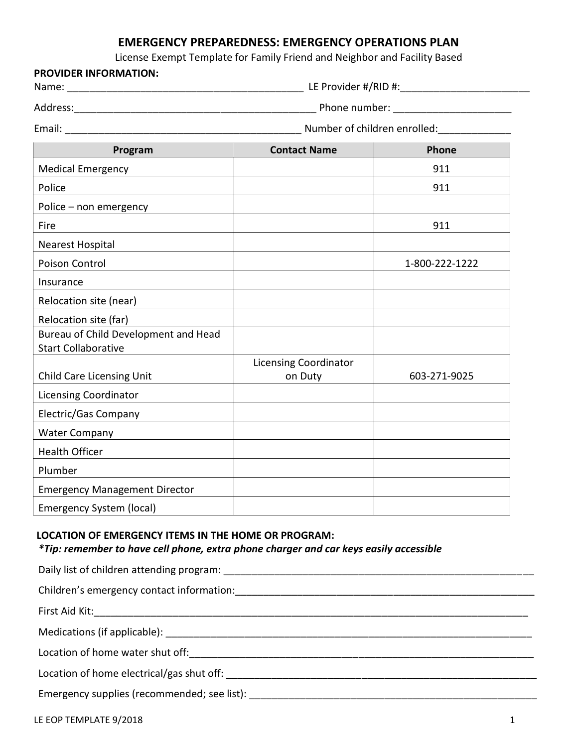# EMERGENCY PREPAREDNESS: EMERGENCY OPERATIONS PLAN

License Exempt Template for Family Friend and Neighbor and Facility Based

**PROVIDER INFORMATION:**

Name: ___________________________________________ LE Provider #/RID #:_______________________

Address:___________________________________________ Phone number: _____________________

Email: ___________________________________________ Number of children enrolled:_____________

| Program | Contact Name | Phone |
|---|---|---|
| Medical Emergency | | 911 |
| Police | | 911 |
| Police – non emergency | | |
| Fire | | 911 |
| Nearest Hospital | | |
| Poison Control | | 1-800-222-1222 |
| Insurance | | |
| Relocation site (near) | | |
| Relocation site (far) | | |
| Bureau of Child Development and Head Start Collaborative | | |
| Child Care Licensing Unit | Licensing Coordinator on Duty | 603-271-9025 |
| Licensing Coordinator | | |
| Electric/Gas Company | | |
| Water Company | | |
| Health Officer | | |
| Plumber | | |
| Emergency Management Director | | |
| Emergency System (local) | | |

**LOCATION OF EMERGENCY ITEMS IN THE HOME OR PROGRAM:**

***Tip: remember to have cell phone, extra phone charger and car keys easily accessible**

Daily list of children attending program: _________________________________________________________

Children's emergency contact information:_________________________________________________________

First Aid Kit:_______________________________________________________________________________

Medications (if applicable): __________________________________________________________________

Location of home water shut off:_______________________________________________________________

Location of home electrical/gas shut off: ________________________________________________________

Emergency supplies (recommended; see list): ____________________________________________________

LE EOP TEMPLATE 9/2018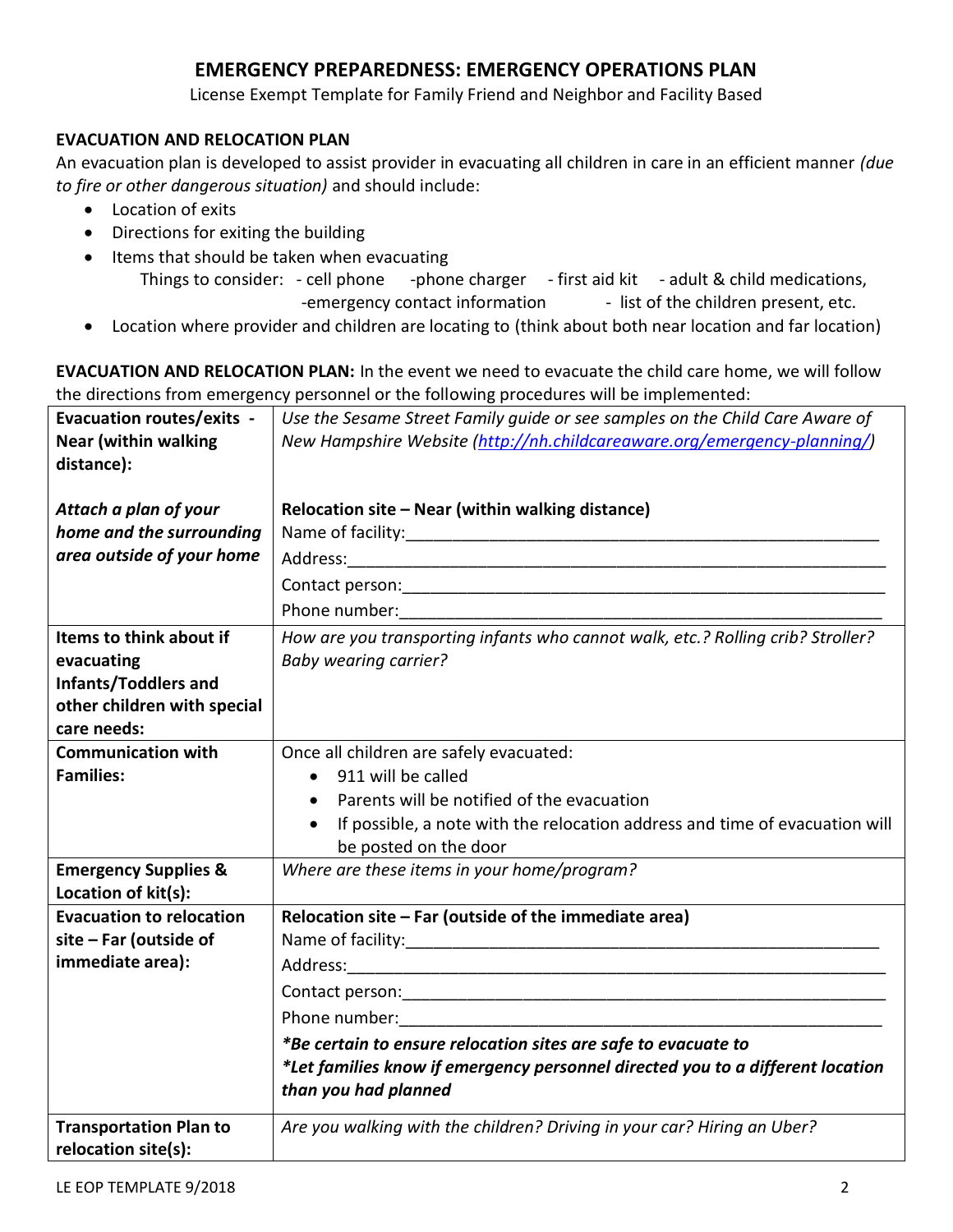## EMERGENCY PREPAREDNESS: EMERGENCY OPERATIONS PLAN

License Exempt Template for Family Friend and Neighbor and Facility Based

**EVACUATION AND RELOCATION PLAN**

An evacuation plan is developed to assist provider in evacuating all children in care in an efficient manner *(due to fire or other dangerous situation)* and should include:

- Location of exits
- Directions for exiting the building
- Items that should be taken when evacuating
  Things to consider: - cell phone -phone charger - first aid kit - adult & child medications, -emergency contact information - list of the children present, etc.
- Location where provider and children are locating to (think about both near location and far location)

**EVACUATION AND RELOCATION PLAN:** In the event we need to evacuate the child care home, we will follow the directions from emergency personnel or the following procedures will be implemented:

| | |
|---|---|
| **Evacuation routes/exits - Near (within walking distance):**<br><br>***Attach a plan of your home and the surrounding area outside of your home*** | *Use the Sesame Street Family guide or see samples on the Child Care Aware of New Hampshire Website (http://nh.childcareaware.org/emergency-planning/)*<br><br>**Relocation site – Near (within walking distance)**<br>Name of facility:____________________<br>Address:____________________<br>Contact person:____________________<br>Phone number:____________________ |
| **Items to think about if evacuating Infants/Toddlers and other children with special care needs:** | *How are you transporting infants who cannot walk, etc.? Rolling crib? Stroller? Baby wearing carrier?* |
| **Communication with Families:** | Once all children are safely evacuated:<br>• 911 will be called<br>• Parents will be notified of the evacuation<br>• If possible, a note with the relocation address and time of evacuation will be posted on the door |
| **Emergency Supplies & Location of kit(s):** | *Where are these items in your home/program?* |
| **Evacuation to relocation site – Far (outside of immediate area):** | **Relocation site – Far (outside of the immediate area)**<br>Name of facility:____________________<br>Address:____________________<br>Contact person:____________________<br>Phone number:____________________<br>***\*Be certain to ensure relocation sites are safe to evacuate to***<br>***\*Let families know if emergency personnel directed you to a different location than you had planned*** |
| **Transportation Plan to relocation site(s):** | *Are you walking with the children? Driving in your car? Hiring an Uber?* |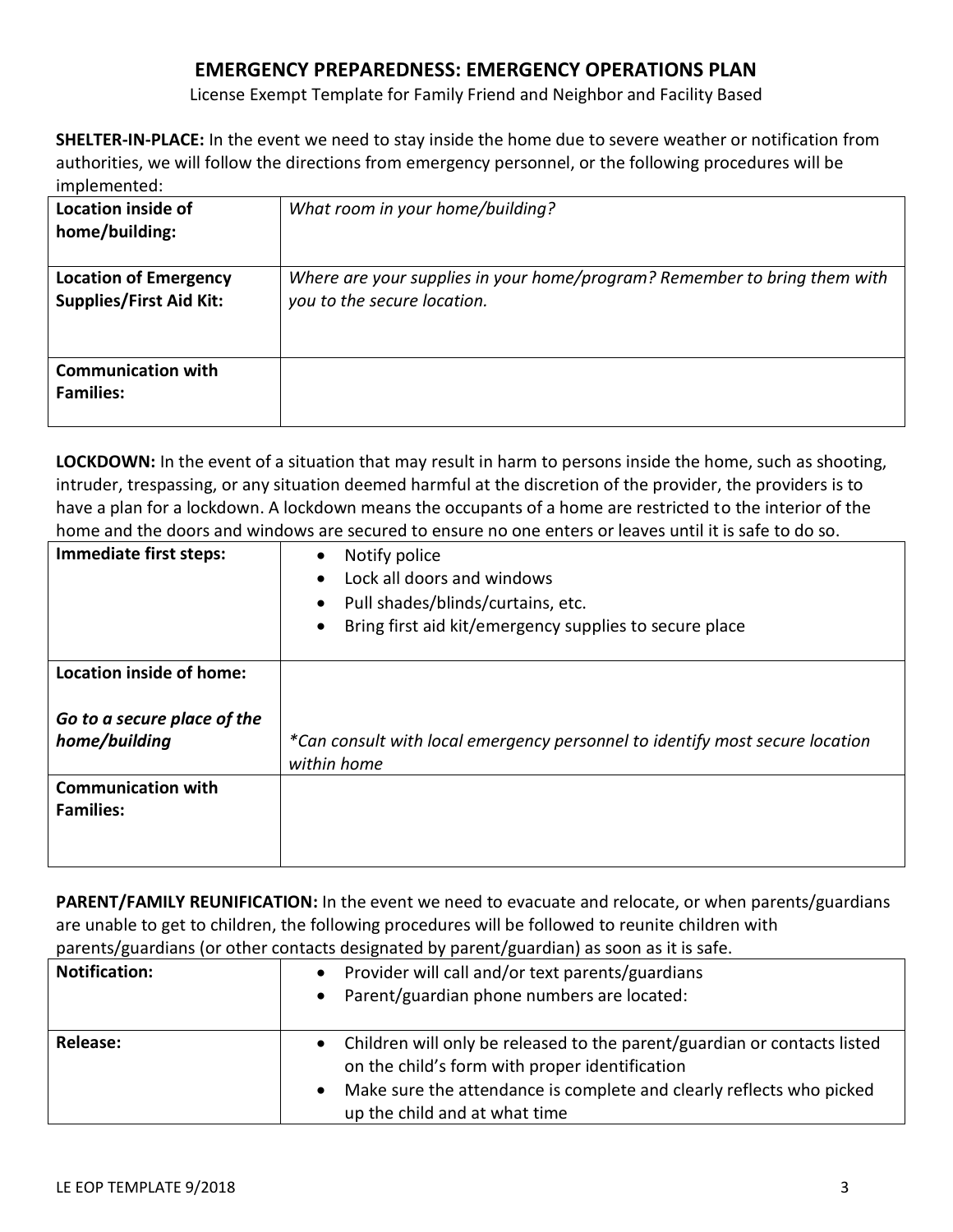## EMERGENCY PREPAREDNESS: EMERGENCY OPERATIONS PLAN

License Exempt Template for Family Friend and Neighbor and Facility Based

**SHELTER-IN-PLACE:** In the event we need to stay inside the home due to severe weather or notification from authorities, we will follow the directions from emergency personnel, or the following procedures will be implemented:

| | |
|---|---|
| **Location inside of home/building:** | *What room in your home/building?* |
| **Location of Emergency Supplies/First Aid Kit:** | *Where are your supplies in your home/program? Remember to bring them with you to the secure location.* |
| **Communication with Families:** | |

**LOCKDOWN:** In the event of a situation that may result in harm to persons inside the home, such as shooting, intruder, trespassing, or any situation deemed harmful at the discretion of the provider, the providers is to have a plan for a lockdown. A lockdown means the occupants of a home are restricted to the interior of the home and the doors and windows are secured to ensure no one enters or leaves until it is safe to do so.

| | |
|---|---|
| **Immediate first steps:** | • Notify police<br>• Lock all doors and windows<br>• Pull shades/blinds/curtains, etc.<br>• Bring first aid kit/emergency supplies to secure place |
| **Location inside of home:**<br><br>***Go to a secure place of the home/building*** | *\*Can consult with local emergency personnel to identify most secure location within home* |
| **Communication with Families:** | |

**PARENT/FAMILY REUNIFICATION:** In the event we need to evacuate and relocate, or when parents/guardians are unable to get to children, the following procedures will be followed to reunite children with parents/guardians (or other contacts designated by parent/guardian) as soon as it is safe.

| | |
|---|---|
| **Notification:** | • Provider will call and/or text parents/guardians<br>• Parent/guardian phone numbers are located: |
| **Release:** | • Children will only be released to the parent/guardian or contacts listed on the child's form with proper identification<br>• Make sure the attendance is complete and clearly reflects who picked up the child and at what time |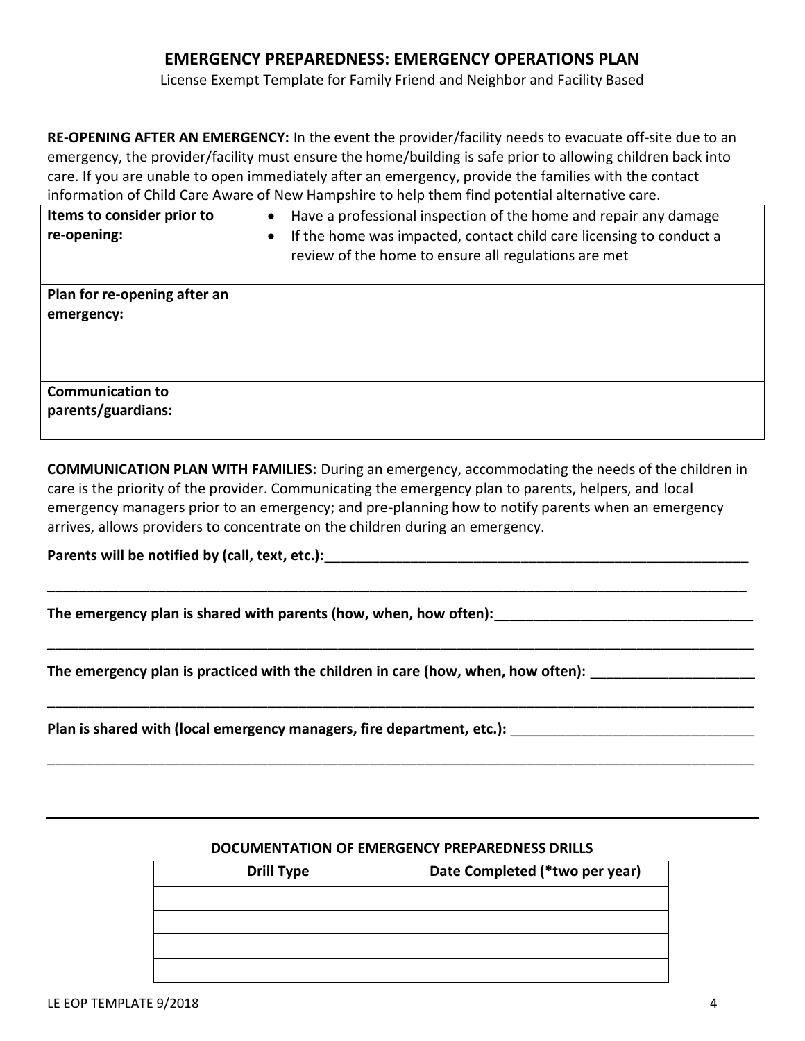## EMERGENCY PREPAREDNESS: EMERGENCY OPERATIONS PLAN

License Exempt Template for Family Friend and Neighbor and Facility Based

**RE-OPENING AFTER AN EMERGENCY:** In the event the provider/facility needs to evacuate off-site due to an emergency, the provider/facility must ensure the home/building is safe prior to allowing children back into care. If you are unable to open immediately after an emergency, provide the families with the contact information of Child Care Aware of New Hampshire to help them find potential alternative care.

| | |
|---|---|
| **Items to consider prior to re-opening:** | • Have a professional inspection of the home and repair any damage<br>• If the home was impacted, contact child care licensing to conduct a review of the home to ensure all regulations are met |
| **Plan for re-opening after an emergency:** | |
| **Communication to parents/guardians:** | |

**COMMUNICATION PLAN WITH FAMILIES:** During an emergency, accommodating the needs of the children in care is the priority of the provider. Communicating the emergency plan to parents, helpers, and local emergency managers prior to an emergency; and pre-planning how to notify parents when an emergency arrives, allows providers to concentrate on the children during an emergency.

**Parents will be notified by (call, text, etc.):**___________________________________________________________

_____________________________________________________________________________________________

**The emergency plan is shared with parents (how, when, how often):**_________________________________

_____________________________________________________________________________________________

**The emergency plan is practiced with the children in care (how, when, how often):** _____________________

_____________________________________________________________________________________________

**Plan is shared with (local emergency managers, fire department, etc.):** _______________________________

_____________________________________________________________________________________________

---

### DOCUMENTATION OF EMERGENCY PREPAREDNESS DRILLS

| Drill Type | Date Completed (*two per year) |
|---|---|
| | |
| | |
| | |
| | |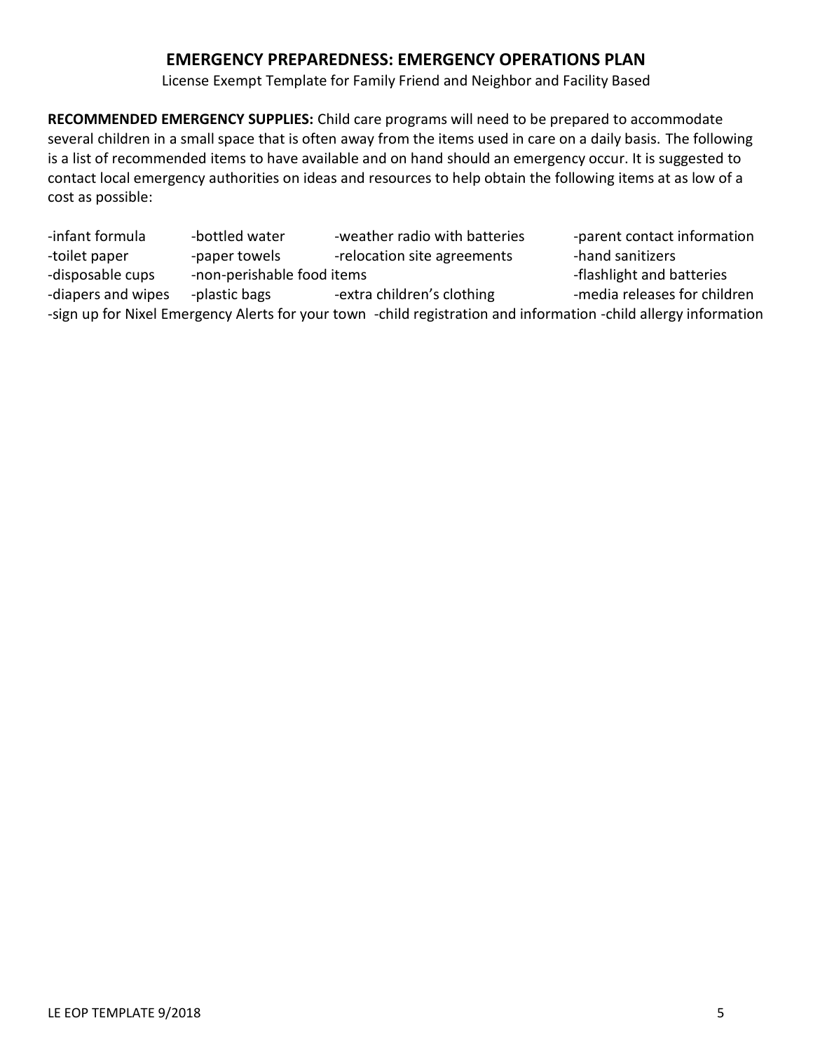## EMERGENCY PREPAREDNESS: EMERGENCY OPERATIONS PLAN

License Exempt Template for Family Friend and Neighbor and Facility Based

**RECOMMENDED EMERGENCY SUPPLIES:** Child care programs will need to be prepared to accommodate several children in a small space that is often away from the items used in care on a daily basis. The following is a list of recommended items to have available and on hand should an emergency occur. It is suggested to contact local emergency authorities on ideas and resources to help obtain the following items at as low of a cost as possible:

| | | | |
|---|---|---|---|
| -infant formula | -bottled water | -weather radio with batteries | -parent contact information |
| -toilet paper | -paper towels | -relocation site agreements | -hand sanitizers |
| -disposable cups | -non-perishable food items | | -flashlight and batteries |
| -diapers and wipes | -plastic bags | -extra children's clothing | -media releases for children |

-sign up for Nixel Emergency Alerts for your town -child registration and information -child allergy information